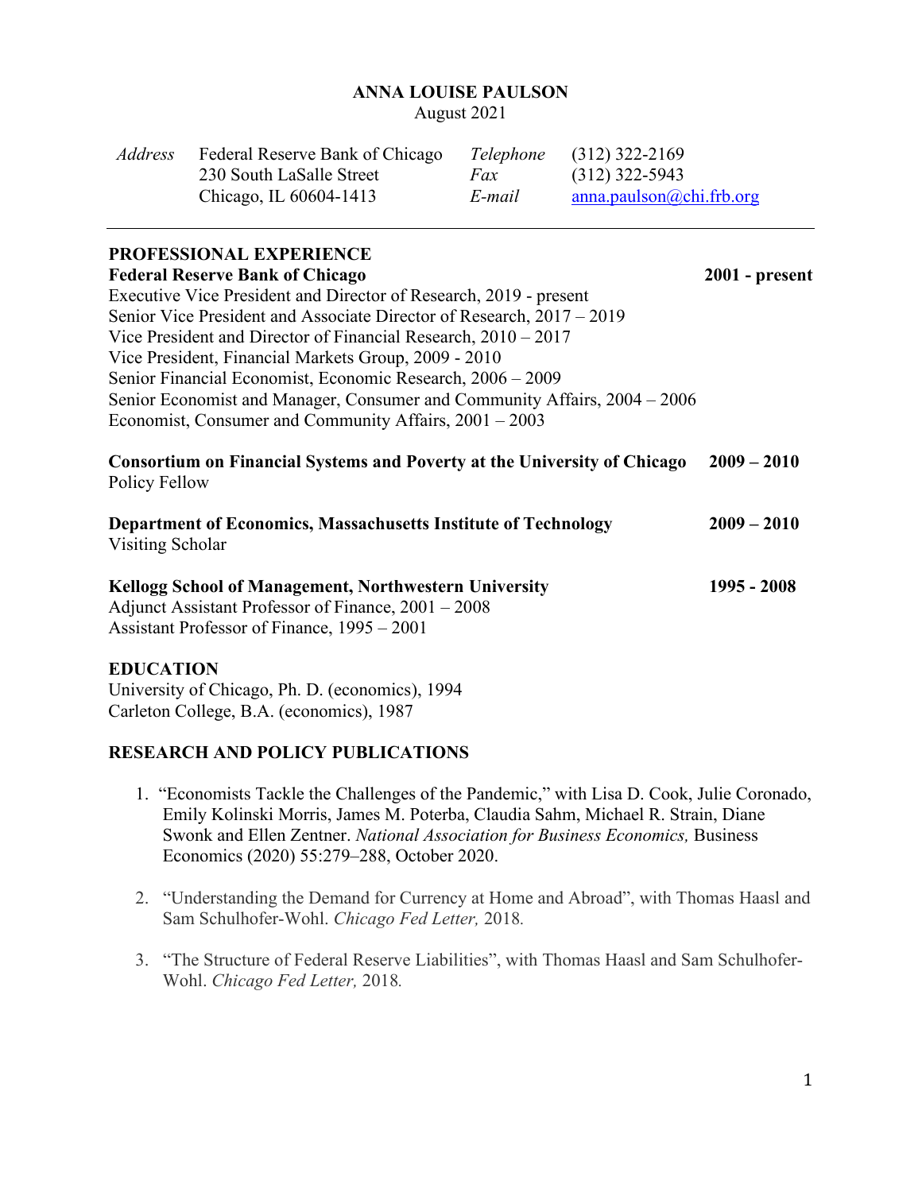# ANNA LOUISE PAULSON

August 2021

| *Address* | Federal Reserve Bank of Chicago<br>230 South LaSalle Street<br>Chicago, IL 60604-1413 | *Telephone*<br>*Fax*<br>*E-mail* | (312) 322-2169<br>(312) 322-5943<br>anna.paulson@chi.frb.org |
|---|---|---|---|

---

## PROFESSIONAL EXPERIENCE

**Federal Reserve Bank of Chicago** **2001 - present**

Executive Vice President and Director of Research, 2019 - present
Senior Vice President and Associate Director of Research, 2017 – 2019
Vice President and Director of Financial Research, 2010 – 2017
Vice President, Financial Markets Group, 2009 - 2010
Senior Financial Economist, Economic Research, 2006 – 2009
Senior Economist and Manager, Consumer and Community Affairs, 2004 – 2006
Economist, Consumer and Community Affairs, 2001 – 2003

**Consortium on Financial Systems and Poverty at the University of Chicago** **2009 – 2010**
Policy Fellow

**Department of Economics, Massachusetts Institute of Technology** **2009 – 2010**
Visiting Scholar

**Kellogg School of Management, Northwestern University** **1995 - 2008**
Adjunct Assistant Professor of Finance, 2001 – 2008
Assistant Professor of Finance, 1995 – 2001

## EDUCATION

University of Chicago, Ph. D. (economics), 1994
Carleton College, B.A. (economics), 1987

## RESEARCH AND POLICY PUBLICATIONS

1. "Economists Tackle the Challenges of the Pandemic," with Lisa D. Cook, Julie Coronado, Emily Kolinski Morris, James M. Poterba, Claudia Sahm, Michael R. Strain, Diane Swonk and Ellen Zentner. *National Association for Business Economics,* Business Economics (2020) 55:279–288, October 2020.

2. "Understanding the Demand for Currency at Home and Abroad", with Thomas Haasl and Sam Schulhofer-Wohl. *Chicago Fed Letter,* 2018.

3. "The Structure of Federal Reserve Liabilities", with Thomas Haasl and Sam Schulhofer-Wohl. *Chicago Fed Letter,* 2018.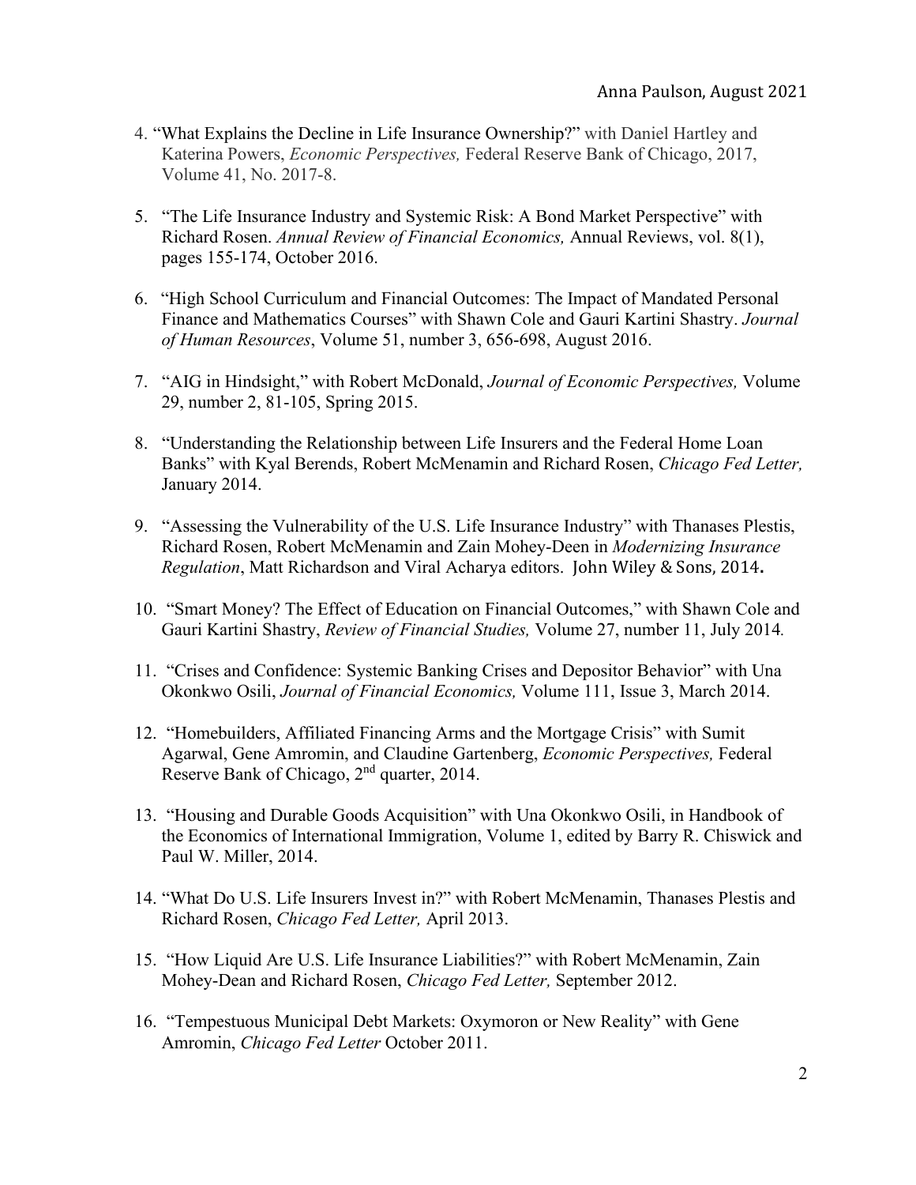4. "What Explains the Decline in Life Insurance Ownership?" with Daniel Hartley and Katerina Powers, *Economic Perspectives,* Federal Reserve Bank of Chicago, 2017, Volume 41, No. 2017-8.

5. "The Life Insurance Industry and Systemic Risk: A Bond Market Perspective" with Richard Rosen. *Annual Review of Financial Economics,* Annual Reviews, vol. 8(1), pages 155-174, October 2016.

6. "High School Curriculum and Financial Outcomes: The Impact of Mandated Personal Finance and Mathematics Courses" with Shawn Cole and Gauri Kartini Shastry. *Journal of Human Resources*, Volume 51, number 3, 656-698, August 2016.

7. "AIG in Hindsight," with Robert McDonald, *Journal of Economic Perspectives,* Volume 29, number 2, 81-105, Spring 2015.

8. "Understanding the Relationship between Life Insurers and the Federal Home Loan Banks" with Kyal Berends, Robert McMenamin and Richard Rosen, *Chicago Fed Letter,* January 2014.

9. "Assessing the Vulnerability of the U.S. Life Insurance Industry" with Thanases Plestis, Richard Rosen, Robert McMenamin and Zain Mohey-Deen in *Modernizing Insurance Regulation*, Matt Richardson and Viral Acharya editors. John Wiley & Sons, 2014**.**

10. "Smart Money? The Effect of Education on Financial Outcomes," with Shawn Cole and Gauri Kartini Shastry, *Review of Financial Studies,* Volume 27, number 11, July 2014*.*

11. "Crises and Confidence: Systemic Banking Crises and Depositor Behavior" with Una Okonkwo Osili, *Journal of Financial Economics,* Volume 111, Issue 3, March 2014.

12. "Homebuilders, Affiliated Financing Arms and the Mortgage Crisis" with Sumit Agarwal, Gene Amromin, and Claudine Gartenberg, *Economic Perspectives,* Federal Reserve Bank of Chicago, 2nd quarter, 2014.

13. "Housing and Durable Goods Acquisition" with Una Okonkwo Osili, in Handbook of the Economics of International Immigration, Volume 1, edited by Barry R. Chiswick and Paul W. Miller, 2014.

14. "What Do U.S. Life Insurers Invest in?" with Robert McMenamin, Thanases Plestis and Richard Rosen, *Chicago Fed Letter,* April 2013.

15. "How Liquid Are U.S. Life Insurance Liabilities?" with Robert McMenamin, Zain Mohey-Dean and Richard Rosen, *Chicago Fed Letter,* September 2012.

16. "Tempestuous Municipal Debt Markets: Oxymoron or New Reality" with Gene Amromin, *Chicago Fed Letter* October 2011.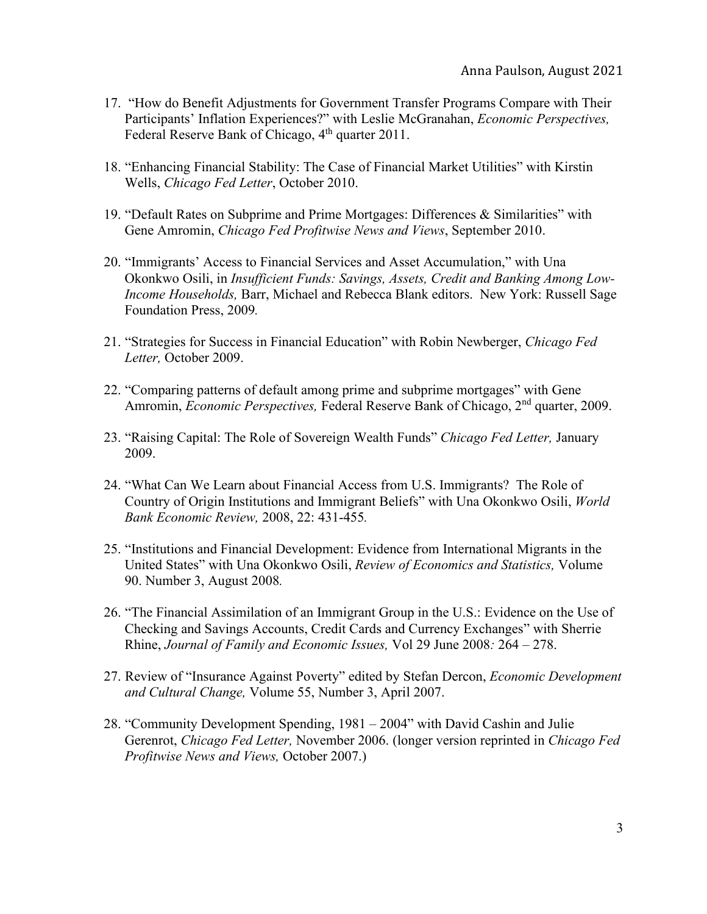17. "How do Benefit Adjustments for Government Transfer Programs Compare with Their Participants' Inflation Experiences?" with Leslie McGranahan, *Economic Perspectives,* Federal Reserve Bank of Chicago, 4th quarter 2011.

18. "Enhancing Financial Stability: The Case of Financial Market Utilities" with Kirstin Wells, *Chicago Fed Letter*, October 2010.

19. "Default Rates on Subprime and Prime Mortgages: Differences & Similarities" with Gene Amromin, *Chicago Fed Profitwise News and Views*, September 2010.

20. "Immigrants' Access to Financial Services and Asset Accumulation," with Una Okonkwo Osili, in *Insufficient Funds: Savings, Assets, Credit and Banking Among Low-Income Households,* Barr, Michael and Rebecca Blank editors. New York: Russell Sage Foundation Press, 2009*.*

21. "Strategies for Success in Financial Education" with Robin Newberger, *Chicago Fed Letter,* October 2009.

22. "Comparing patterns of default among prime and subprime mortgages" with Gene Amromin, *Economic Perspectives,* Federal Reserve Bank of Chicago, 2nd quarter, 2009.

23. "Raising Capital: The Role of Sovereign Wealth Funds" *Chicago Fed Letter,* January 2009.

24. "What Can We Learn about Financial Access from U.S. Immigrants? The Role of Country of Origin Institutions and Immigrant Beliefs" with Una Okonkwo Osili, *World Bank Economic Review,* 2008, 22: 431-455*.*

25. "Institutions and Financial Development: Evidence from International Migrants in the United States" with Una Okonkwo Osili, *Review of Economics and Statistics,* Volume 90. Number 3, August 2008*.*

26. "The Financial Assimilation of an Immigrant Group in the U.S.: Evidence on the Use of Checking and Savings Accounts, Credit Cards and Currency Exchanges" with Sherrie Rhine, *Journal of Family and Economic Issues,* Vol 29 June 2008*:* 264 – 278.

27. Review of "Insurance Against Poverty" edited by Stefan Dercon, *Economic Development and Cultural Change,* Volume 55, Number 3, April 2007.

28. "Community Development Spending, 1981 – 2004" with David Cashin and Julie Gerenrot, *Chicago Fed Letter,* November 2006. (longer version reprinted in *Chicago Fed Profitwise News and Views,* October 2007.)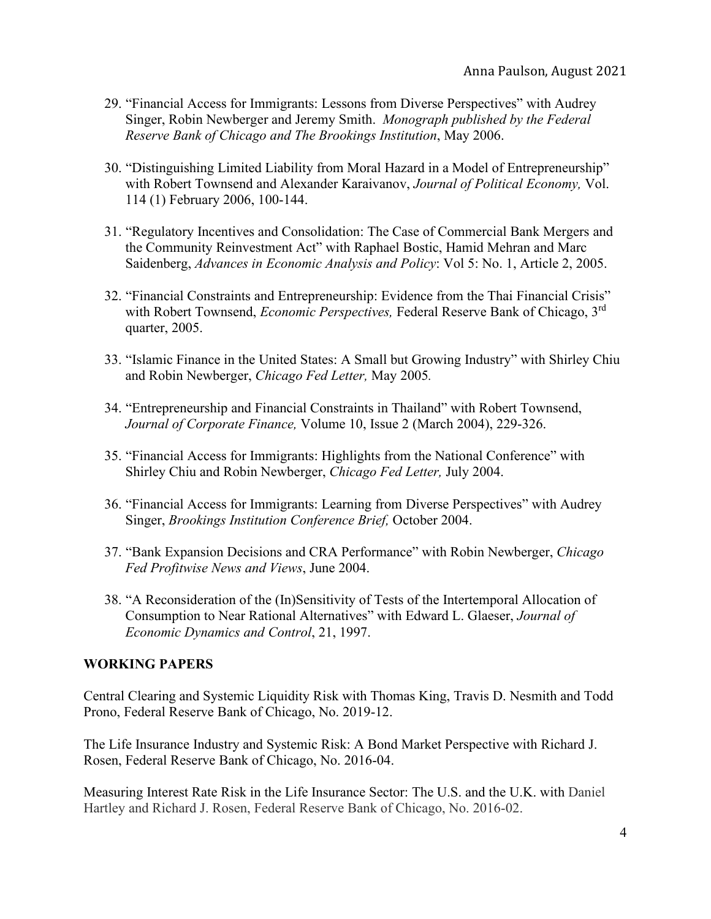29. "Financial Access for Immigrants: Lessons from Diverse Perspectives" with Audrey Singer, Robin Newberger and Jeremy Smith. *Monograph published by the Federal Reserve Bank of Chicago and The Brookings Institution*, May 2006.

30. "Distinguishing Limited Liability from Moral Hazard in a Model of Entrepreneurship" with Robert Townsend and Alexander Karaivanov, *Journal of Political Economy,* Vol. 114 (1) February 2006, 100-144.

31. "Regulatory Incentives and Consolidation: The Case of Commercial Bank Mergers and the Community Reinvestment Act" with Raphael Bostic, Hamid Mehran and Marc Saidenberg, *Advances in Economic Analysis and Policy*: Vol 5: No. 1, Article 2, 2005.

32. "Financial Constraints and Entrepreneurship: Evidence from the Thai Financial Crisis" with Robert Townsend, *Economic Perspectives,* Federal Reserve Bank of Chicago, 3rd quarter, 2005.

33. "Islamic Finance in the United States: A Small but Growing Industry" with Shirley Chiu and Robin Newberger, *Chicago Fed Letter,* May 2005.

34. "Entrepreneurship and Financial Constraints in Thailand" with Robert Townsend, *Journal of Corporate Finance,* Volume 10, Issue 2 (March 2004), 229-326.

35. "Financial Access for Immigrants: Highlights from the National Conference" with Shirley Chiu and Robin Newberger, *Chicago Fed Letter,* July 2004.

36. "Financial Access for Immigrants: Learning from Diverse Perspectives" with Audrey Singer, *Brookings Institution Conference Brief,* October 2004.

37. "Bank Expansion Decisions and CRA Performance" with Robin Newberger, *Chicago Fed Profitwise News and Views*, June 2004.

38. "A Reconsideration of the (In)Sensitivity of Tests of the Intertemporal Allocation of Consumption to Near Rational Alternatives" with Edward L. Glaeser, *Journal of Economic Dynamics and Control*, 21, 1997.

## WORKING PAPERS

Central Clearing and Systemic Liquidity Risk with Thomas King, Travis D. Nesmith and Todd Prono, Federal Reserve Bank of Chicago, No. 2019-12.

The Life Insurance Industry and Systemic Risk: A Bond Market Perspective with Richard J. Rosen, Federal Reserve Bank of Chicago, No. 2016-04.

Measuring Interest Rate Risk in the Life Insurance Sector: The U.S. and the U.K. with Daniel Hartley and Richard J. Rosen, Federal Reserve Bank of Chicago, No. 2016-02.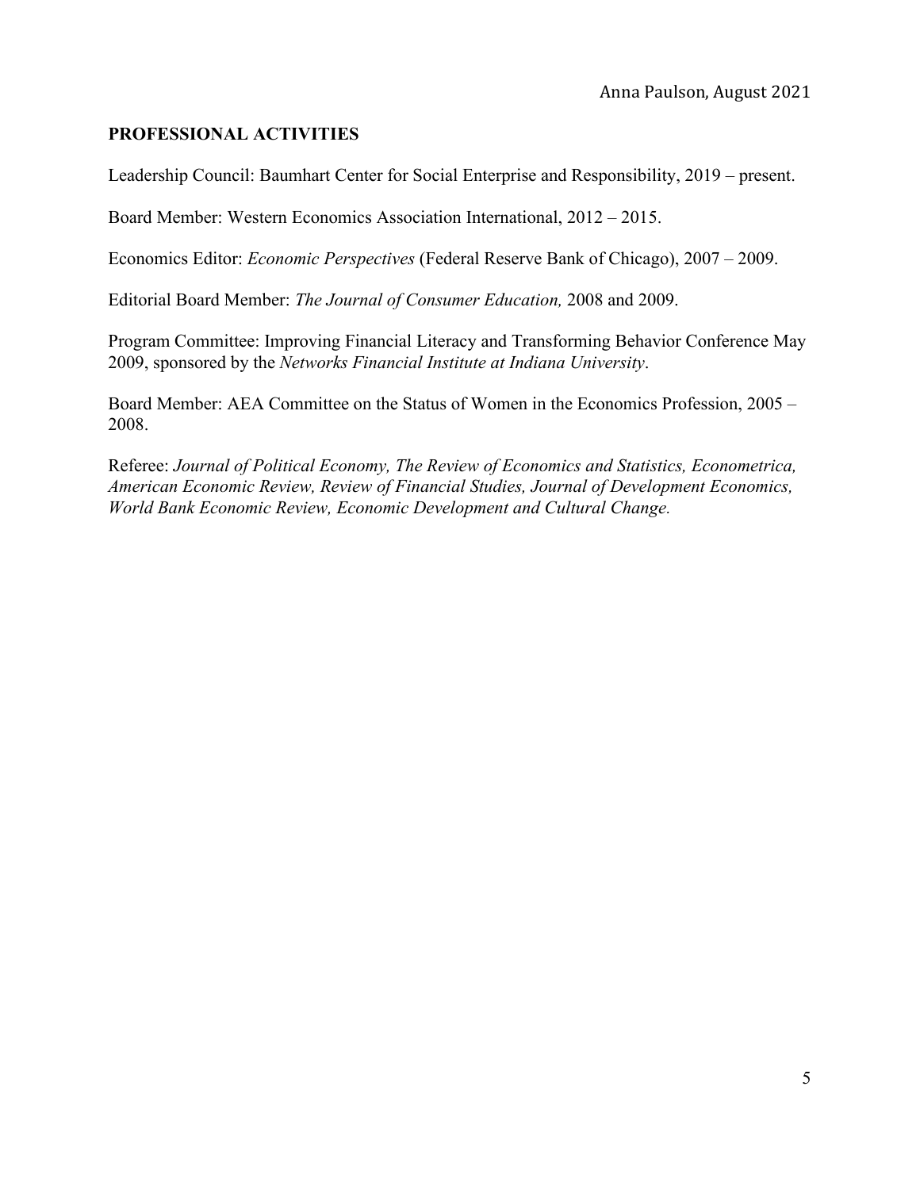## PROFESSIONAL ACTIVITIES

Leadership Council: Baumhart Center for Social Enterprise and Responsibility, 2019 – present.

Board Member: Western Economics Association International, 2012 – 2015.

Economics Editor: *Economic Perspectives* (Federal Reserve Bank of Chicago), 2007 – 2009.

Editorial Board Member: *The Journal of Consumer Education,* 2008 and 2009.

Program Committee: Improving Financial Literacy and Transforming Behavior Conference May 2009, sponsored by the *Networks Financial Institute at Indiana University*.

Board Member: AEA Committee on the Status of Women in the Economics Profession, 2005 – 2008.

Referee: *Journal of Political Economy, The Review of Economics and Statistics, Econometrica, American Economic Review, Review of Financial Studies, Journal of Development Economics, World Bank Economic Review, Economic Development and Cultural Change.*